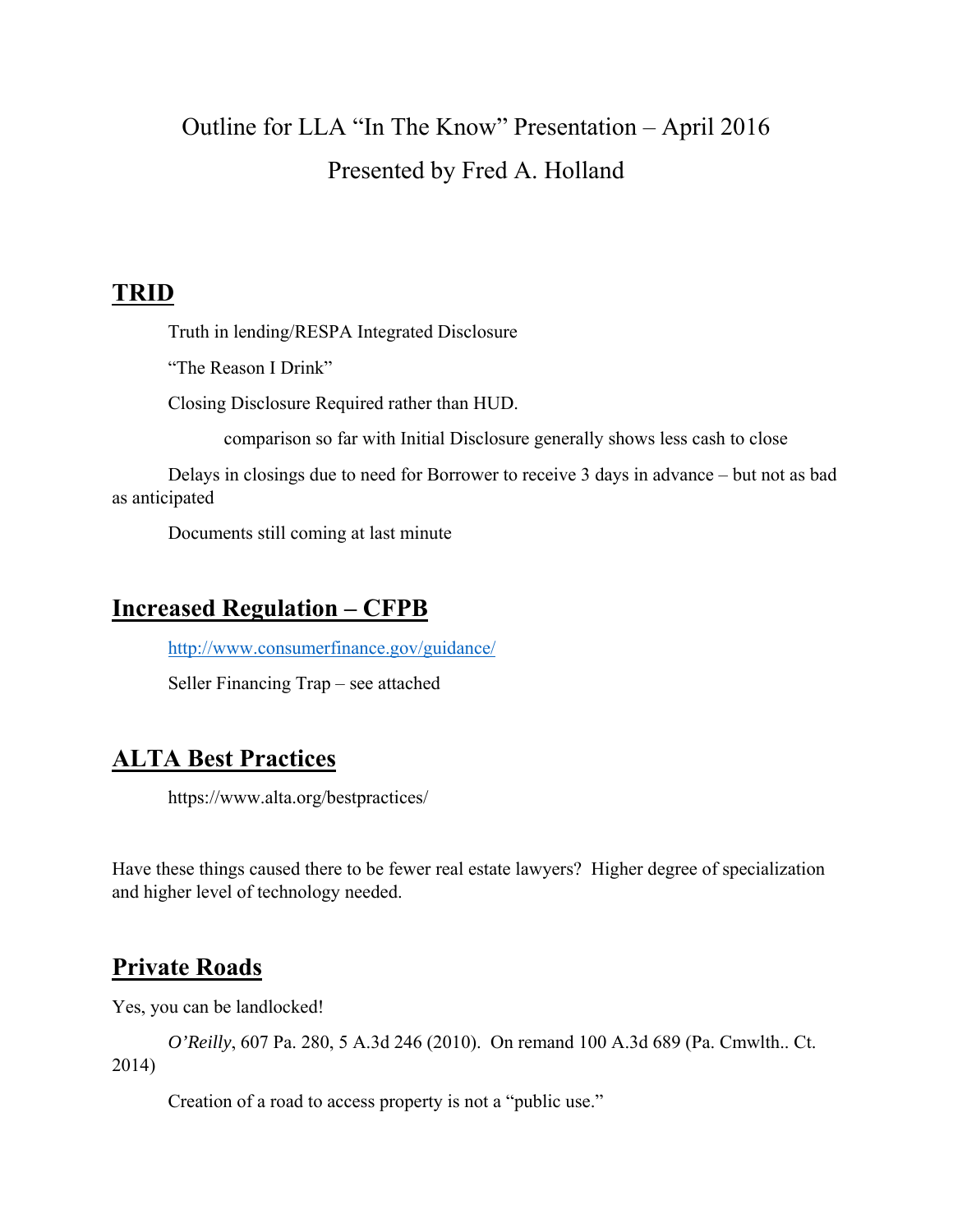Outline for LLA "In The Know" Presentation – April 2016

Presented by Fred A. Holland

## TRID

Truth in lending/RESPA Integrated Disclosure

"The Reason I Drink"

Closing Disclosure Required rather than HUD.

comparison so far with Initial Disclosure generally shows less cash to close

Delays in closings due to need for Borrower to receive 3 days in advance – but not as bad as anticipated

Documents still coming at last minute

## Increased Regulation – CFPB

http://www.consumerfinance.gov/guidance/

Seller Financing Trap – see attached

## ALTA Best Practices

https://www.alta.org/bestpractices/

Have these things caused there to be fewer real estate lawyers? Higher degree of specialization and higher level of technology needed.

## Private Roads

Yes, you can be landlocked!

*O'Reilly*, 607 Pa. 280, 5 A.3d 246 (2010). On remand 100 A.3d 689 (Pa. Cmwlth.. Ct. 2014)

Creation of a road to access property is not a "public use."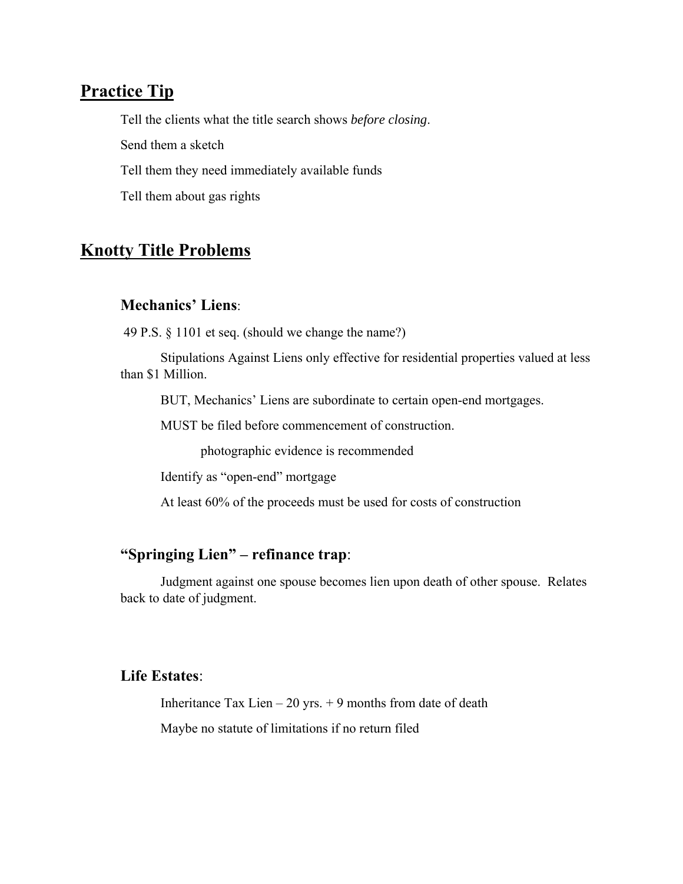## Practice Tip

Tell the clients what the title search shows *before closing*.

Send them a sketch

Tell them they need immediately available funds

Tell them about gas rights

## Knotty Title Problems

### Mechanics' Liens:

49 P.S. § 1101 et seq. (should we change the name?)

Stipulations Against Liens only effective for residential properties valued at less than $1 Million.

BUT, Mechanics' Liens are subordinate to certain open-end mortgages.

MUST be filed before commencement of construction.

photographic evidence is recommended

Identify as "open-end" mortgage

At least 60% of the proceeds must be used for costs of construction

### "Springing Lien" – refinance trap:

Judgment against one spouse becomes lien upon death of other spouse. Relates back to date of judgment.

### Life Estates:

Inheritance Tax Lien – 20 yrs. + 9 months from date of death

Maybe no statute of limitations if no return filed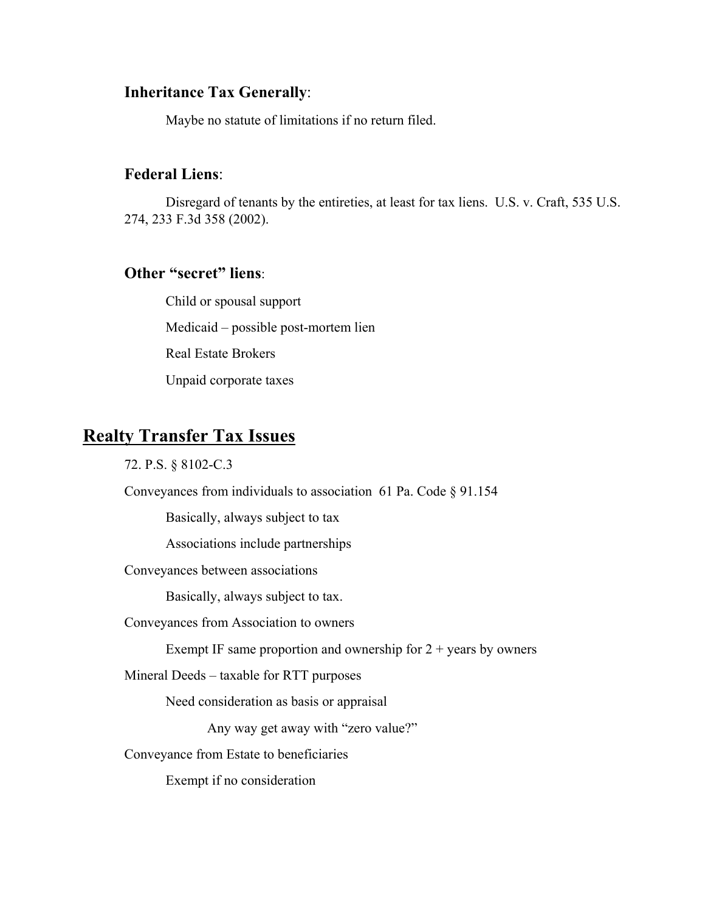**Inheritance Tax Generally**:

Maybe no statute of limitations if no return filed.

**Federal Liens**:

Disregard of tenants by the entireties, at least for tax liens. U.S. v. Craft, 535 U.S. 274, 233 F.3d 358 (2002).

**Other "secret" liens**:

Child or spousal support

Medicaid – possible post-mortem lien

Real Estate Brokers

Unpaid corporate taxes

## Realty Transfer Tax Issues

72. P.S. § 8102-C.3

Conveyances from individuals to association 61 Pa. Code § 91.154

- Basically, always subject to tax
- Associations include partnerships

Conveyances between associations

- Basically, always subject to tax.

Conveyances from Association to owners

- Exempt IF same proportion and ownership for 2 + years by owners

Mineral Deeds – taxable for RTT purposes

- Need consideration as basis or appraisal
  - Any way get away with "zero value?"

Conveyance from Estate to beneficiaries

- Exempt if no consideration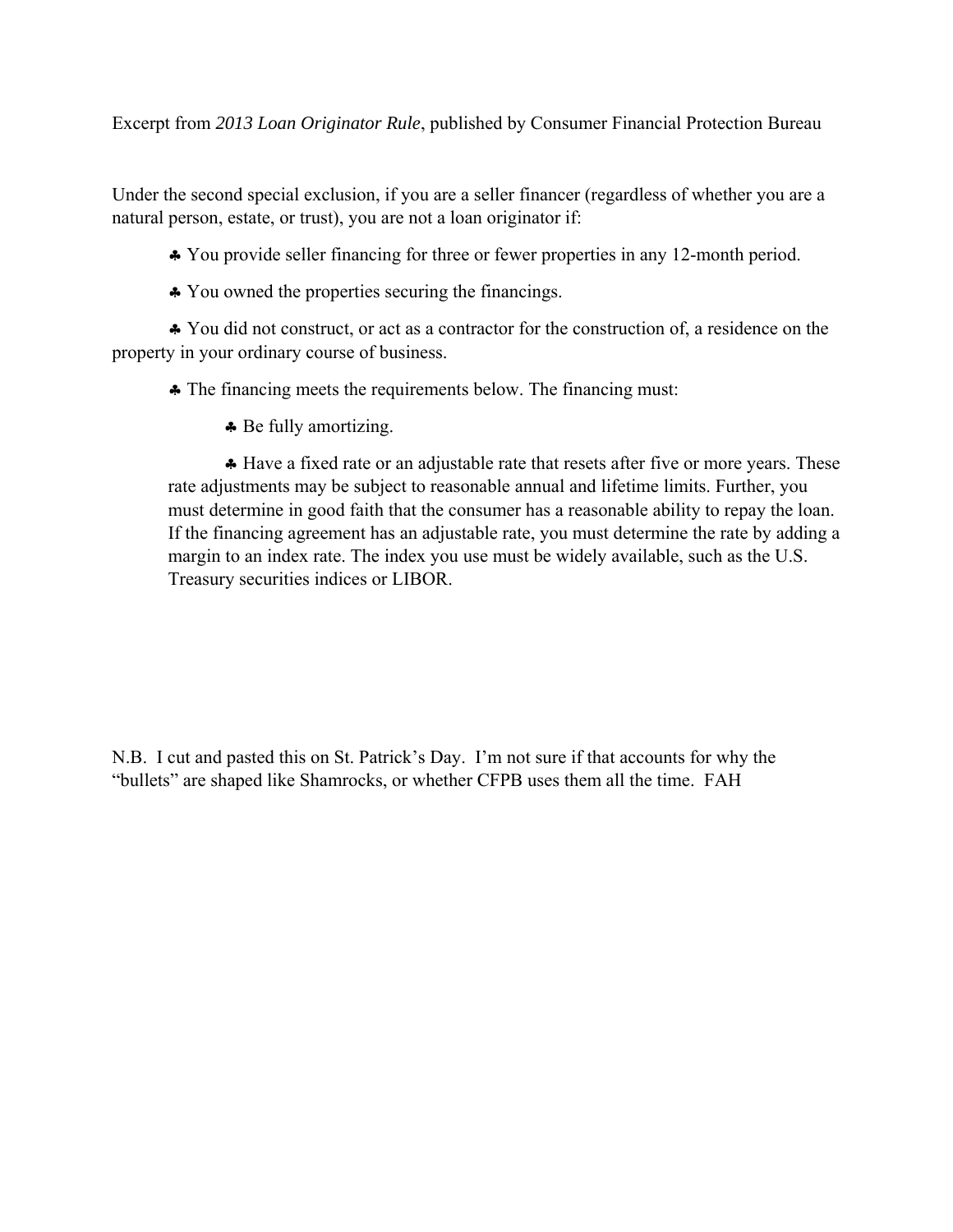Excerpt from *2013 Loan Originator Rule*, published by Consumer Financial Protection Bureau

Under the second special exclusion, if you are a seller financer (regardless of whether you are a natural person, estate, or trust), you are not a loan originator if:

- ♣ You provide seller financing for three or fewer properties in any 12-month period.
- ♣ You owned the properties securing the financings.
- ♣ You did not construct, or act as a contractor for the construction of, a residence on the property in your ordinary course of business.
- ♣ The financing meets the requirements below. The financing must:
  - ♣ Be fully amortizing.
  - ♣ Have a fixed rate or an adjustable rate that resets after five or more years. These rate adjustments may be subject to reasonable annual and lifetime limits. Further, you must determine in good faith that the consumer has a reasonable ability to repay the loan. If the financing agreement has an adjustable rate, you must determine the rate by adding a margin to an index rate. The index you use must be widely available, such as the U.S. Treasury securities indices or LIBOR.

N.B. I cut and pasted this on St. Patrick's Day. I'm not sure if that accounts for why the "bullets" are shaped like Shamrocks, or whether CFPB uses them all the time. FAH